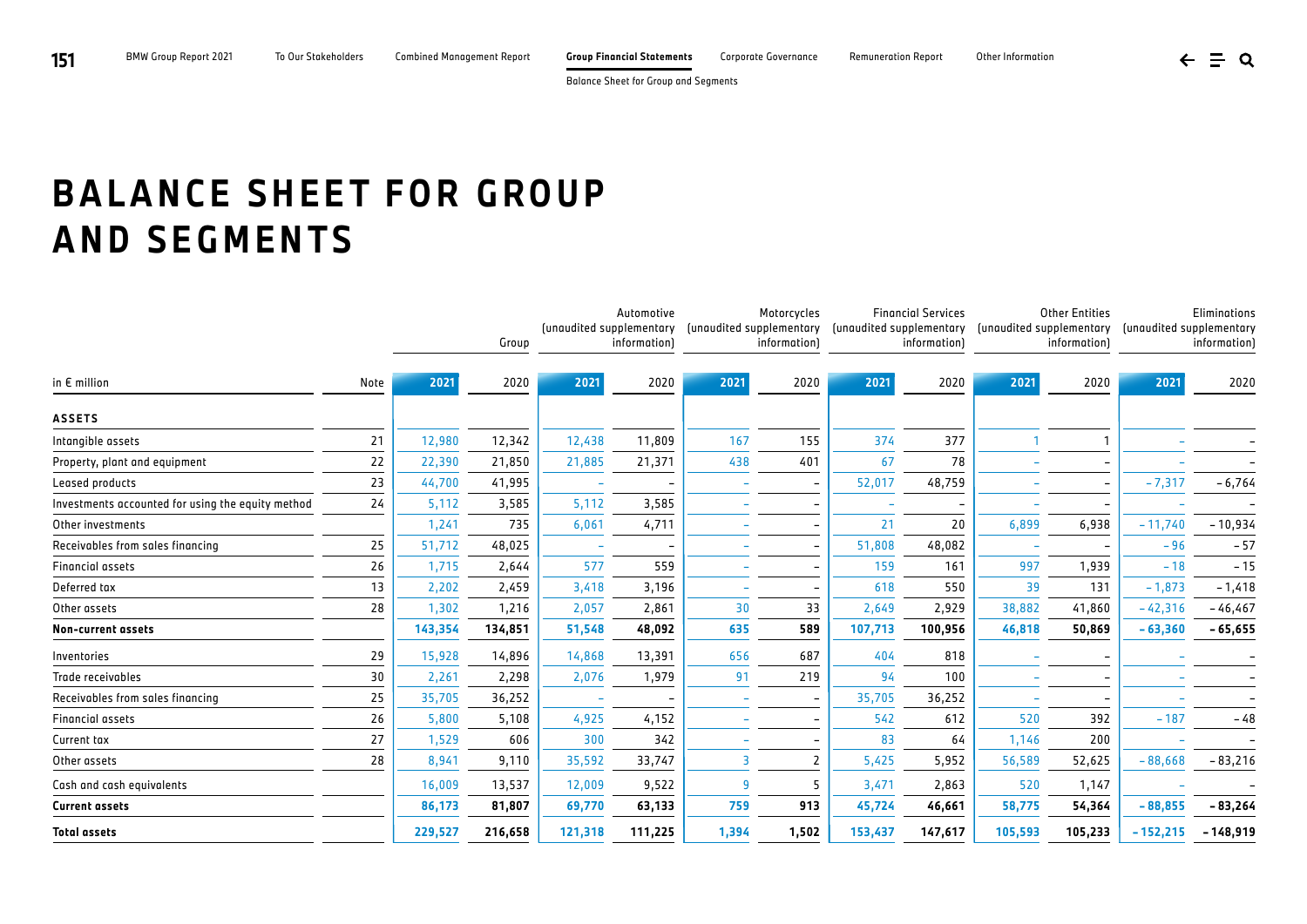# BALANCE SHEET FOR GROUP AND SEGMENTS

| in € million | Note | Group | | Automotive (unaudited supplementary information) | | Motorcycles (unaudited supplementary information) | | Financial Services (unaudited supplementary information) | | Other Entities (unaudited supplementary information) | | Eliminations (unaudited supplementary information) | |
|---|---|---|---|---|---|---|---|---|---|---|---|---|---|
| | | 2021 | 2020 | 2021 | 2020 | 2021 | 2020 | 2021 | 2020 | 2021 | 2020 | 2021 | 2020 |
| **ASSETS** | | | | | | | | | | | | | |
| Intangible assets | 21 | 12,980 | 12,342 | 12,438 | 11,809 | 167 | 155 | 374 | 377 | 1 | 1 | – | – |
| Property, plant and equipment | 22 | 22,390 | 21,850 | 21,885 | 21,371 | 438 | 401 | 67 | 78 | – | – | – | – |
| Leased products | 23 | 44,700 | 41,995 | – | – | – | – | 52,017 | 48,759 | – | – | –7,317 | –6,764 |
| Investments accounted for using the equity method | 24 | 5,112 | 3,585 | 5,112 | 3,585 | – | – | – | – | – | – | – | – |
| Other investments | | 1,241 | 735 | 6,061 | 4,711 | – | – | 21 | 20 | 6,899 | 6,938 | –11,740 | –10,934 |
| Receivables from sales financing | 25 | 51,712 | 48,025 | – | – | – | – | 51,808 | 48,082 | – | – | –96 | –57 |
| Financial assets | 26 | 1,715 | 2,644 | 577 | 559 | – | – | 159 | 161 | 997 | 1,939 | –18 | –15 |
| Deferred tax | 13 | 2,202 | 2,459 | 3,418 | 3,196 | – | – | 618 | 550 | 39 | 131 | –1,873 | –1,418 |
| Other assets | 28 | 1,302 | 1,216 | 2,057 | 2,861 | 30 | 33 | 2,649 | 2,929 | 38,882 | 41,860 | –42,316 | –46,467 |
| **Non-current assets** | | **143,354** | **134,851** | **51,548** | **48,092** | **635** | **589** | **107,713** | **100,956** | **46,818** | **50,869** | **–63,360** | **–65,655** |
| Inventories | 29 | 15,928 | 14,896 | 14,868 | 13,391 | 656 | 687 | 404 | 818 | – | – | – | – |
| Trade receivables | 30 | 2,261 | 2,298 | 2,076 | 1,979 | 91 | 219 | 94 | 100 | – | – | – | – |
| Receivables from sales financing | 25 | 35,705 | 36,252 | – | – | – | – | 35,705 | 36,252 | – | – | – | – |
| Financial assets | 26 | 5,800 | 5,108 | 4,925 | 4,152 | – | – | 542 | 612 | 520 | 392 | –187 | –48 |
| Current tax | 27 | 1,529 | 606 | 300 | 342 | – | – | 83 | 64 | 1,146 | 200 | – | – |
| Other assets | 28 | 8,941 | 9,110 | 35,592 | 33,747 | 3 | 2 | 5,425 | 5,952 | 56,589 | 52,625 | –88,668 | –83,216 |
| Cash and cash equivalents | | 16,009 | 13,537 | 12,009 | 9,522 | 9 | 5 | 3,471 | 2,863 | 520 | 1,147 | – | – |
| **Current assets** | | **86,173** | **81,807** | **69,770** | **63,133** | **759** | **913** | **45,724** | **46,661** | **58,775** | **54,364** | **–88,855** | **–83,264** |
| **Total assets** | | **229,527** | **216,658** | **121,318** | **111,225** | **1,394** | **1,502** | **153,437** | **147,617** | **105,593** | **105,233** | **–152,215** | **–148,919** |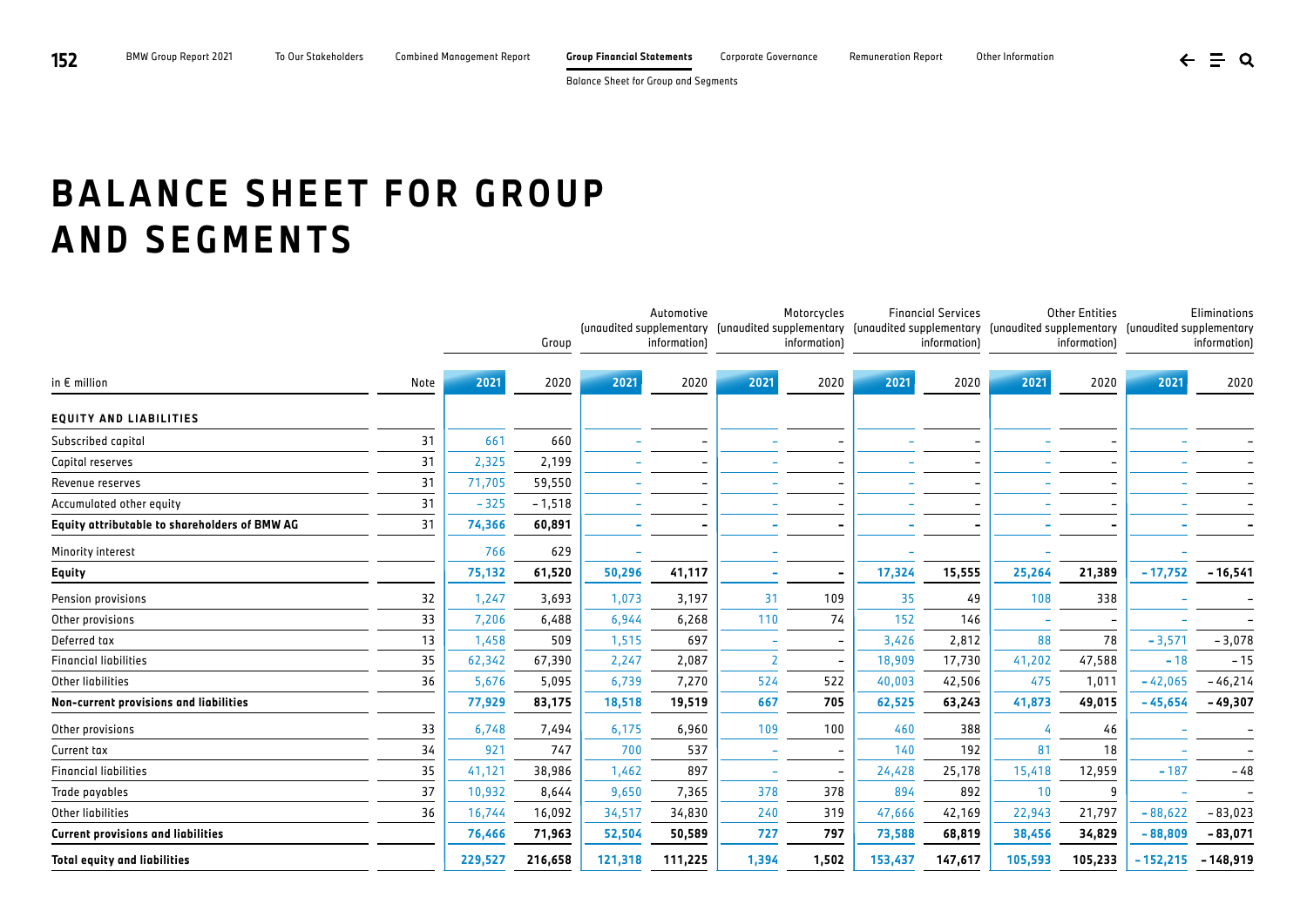# BALANCE SHEET FOR GROUP AND SEGMENTS

| | | Group | | Automotive (unaudited supplementary information) | | Motorcycles (unaudited supplementary information) | | Financial Services (unaudited supplementary information) | | Other Entities (unaudited supplementary information) | | Eliminations (unaudited supplementary information) | |
|---|---|---|---|---|---|---|---|---|---|---|---|---|---|
| in € million | Note | 2021 | 2020 | 2021 | 2020 | 2021 | 2020 | 2021 | 2020 | 2021 | 2020 | 2021 | 2020 |
| **EQUITY AND LIABILITIES** | | | | | | | | | | | | | |
| Subscribed capital | 31 | 661 | 660 | – | – | – | – | – | – | – | – | – | – |
| Capital reserves | 31 | 2,325 | 2,199 | – | – | – | – | – | – | – | – | – | – |
| Revenue reserves | 31 | 71,705 | 59,550 | – | – | – | – | – | – | – | – | – | – |
| Accumulated other equity | 31 | – 325 | – 1,518 | – | – | – | – | – | – | – | – | – | – |
| **Equity attributable to shareholders of BMW AG** | 31 | **74,366** | **60,891** | **–** | **–** | **–** | **–** | **–** | **–** | **–** | **–** | **–** | **–** |
| Minority interest | | 766 | 629 | – | | – | | – | | – | | – | |
| **Equity** | | **75,132** | **61,520** | **50,296** | **41,117** | **–** | **–** | **17,324** | **15,555** | **25,264** | **21,389** | **– 17,752** | **– 16,541** |
| Pension provisions | 32 | 1,247 | 3,693 | 1,073 | 3,197 | 31 | 109 | 35 | 49 | 108 | 338 | – | – |
| Other provisions | 33 | 7,206 | 6,488 | 6,944 | 6,268 | 110 | 74 | 152 | 146 | – | – | – | – |
| Deferred tax | 13 | 1,458 | 509 | 1,515 | 697 | – | – | 3,426 | 2,812 | 88 | 78 | – 3,571 | – 3,078 |
| Financial liabilities | 35 | 62,342 | 67,390 | 2,247 | 2,087 | 2 | – | 18,909 | 17,730 | 41,202 | 47,588 | – 18 | – 15 |
| Other liabilities | 36 | 5,676 | 5,095 | 6,739 | 7,270 | 524 | 522 | 40,003 | 42,506 | 475 | 1,011 | – 42,065 | – 46,214 |
| **Non-current provisions and liabilities** | | **77,929** | **83,175** | **18,518** | **19,519** | **667** | **705** | **62,525** | **63,243** | **41,873** | **49,015** | **– 45,654** | **– 49,307** |
| Other provisions | 33 | 6,748 | 7,494 | 6,175 | 6,960 | 109 | 100 | 460 | 388 | 4 | 46 | – | – |
| Current tax | 34 | 921 | 747 | 700 | 537 | – | – | 140 | 192 | 81 | 18 | – | – |
| Financial liabilities | 35 | 41,121 | 38,986 | 1,462 | 897 | – | – | 24,428 | 25,178 | 15,418 | 12,959 | – 187 | – 48 |
| Trade payables | 37 | 10,932 | 8,644 | 9,650 | 7,365 | 378 | 378 | 894 | 892 | 10 | 9 | – | – |
| Other liabilities | 36 | 16,744 | 16,092 | 34,517 | 34,830 | 240 | 319 | 47,666 | 42,169 | 22,943 | 21,797 | – 88,622 | – 83,023 |
| **Current provisions and liabilities** | | **76,466** | **71,963** | **52,504** | **50,589** | **727** | **797** | **73,588** | **68,819** | **38,456** | **34,829** | **– 88,809** | **– 83,071** |
| **Total equity and liabilities** | | **229,527** | **216,658** | **121,318** | **111,225** | **1,394** | **1,502** | **153,437** | **147,617** | **105,593** | **105,233** | **– 152,215** | **– 148,919** |